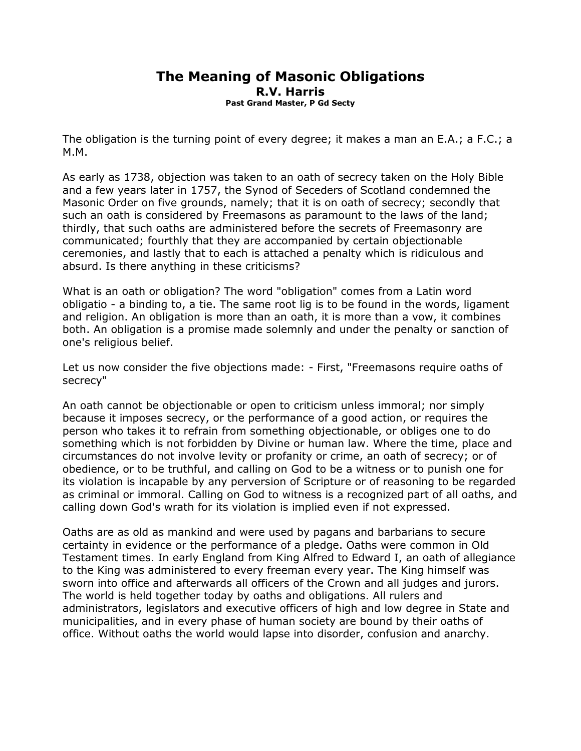# The Meaning of Masonic Obligations

**R.V. Harris**

**Past Grand Master, P Gd Secty**

The obligation is the turning point of every degree; it makes a man an E.A.; a F.C.; a M.M.

As early as 1738, objection was taken to an oath of secrecy taken on the Holy Bible and a few years later in 1757, the Synod of Seceders of Scotland condemned the Masonic Order on five grounds, namely; that it is on oath of secrecy; secondly that such an oath is considered by Freemasons as paramount to the laws of the land; thirdly, that such oaths are administered before the secrets of Freemasonry are communicated; fourthly that they are accompanied by certain objectionable ceremonies, and lastly that to each is attached a penalty which is ridiculous and absurd. Is there anything in these criticisms?

What is an oath or obligation? The word "obligation" comes from a Latin word obligatio - a binding to, a tie. The same root lig is to be found in the words, ligament and religion. An obligation is more than an oath, it is more than a vow, it combines both. An obligation is a promise made solemnly and under the penalty or sanction of one's religious belief.

Let us now consider the five objections made: - First, "Freemasons require oaths of secrecy"

An oath cannot be objectionable or open to criticism unless immoral; nor simply because it imposes secrecy, or the performance of a good action, or requires the person who takes it to refrain from something objectionable, or obliges one to do something which is not forbidden by Divine or human law. Where the time, place and circumstances do not involve levity or profanity or crime, an oath of secrecy; or of obedience, or to be truthful, and calling on God to be a witness or to punish one for its violation is incapable by any perversion of Scripture or of reasoning to be regarded as criminal or immoral. Calling on God to witness is a recognized part of all oaths, and calling down God's wrath for its violation is implied even if not expressed.

Oaths are as old as mankind and were used by pagans and barbarians to secure certainty in evidence or the performance of a pledge. Oaths were common in Old Testament times. In early England from King Alfred to Edward I, an oath of allegiance to the King was administered to every freeman every year. The King himself was sworn into office and afterwards all officers of the Crown and all judges and jurors. The world is held together today by oaths and obligations. All rulers and administrators, legislators and executive officers of high and low degree in State and municipalities, and in every phase of human society are bound by their oaths of office. Without oaths the world would lapse into disorder, confusion and anarchy.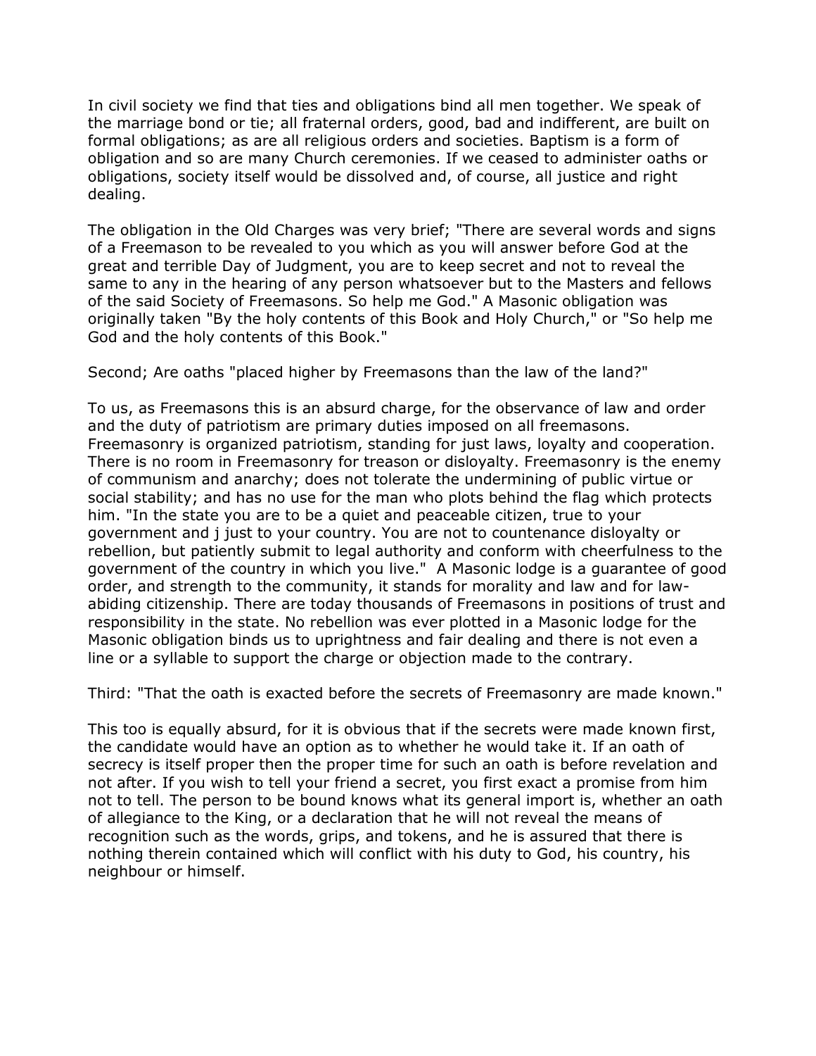In civil society we find that ties and obligations bind all men together. We speak of the marriage bond or tie; all fraternal orders, good, bad and indifferent, are built on formal obligations; as are all religious orders and societies. Baptism is a form of obligation and so are many Church ceremonies. If we ceased to administer oaths or obligations, society itself would be dissolved and, of course, all justice and right dealing.

The obligation in the Old Charges was very brief; "There are several words and signs of a Freemason to be revealed to you which as you will answer before God at the great and terrible Day of Judgment, you are to keep secret and not to reveal the same to any in the hearing of any person whatsoever but to the Masters and fellows of the said Society of Freemasons. So help me God." A Masonic obligation was originally taken "By the holy contents of this Book and Holy Church," or "So help me God and the holy contents of this Book."

Second; Are oaths "placed higher by Freemasons than the law of the land?"

To us, as Freemasons this is an absurd charge, for the observance of law and order and the duty of patriotism are primary duties imposed on all freemasons. Freemasonry is organized patriotism, standing for just laws, loyalty and cooperation. There is no room in Freemasonry for treason or disloyalty. Freemasonry is the enemy of communism and anarchy; does not tolerate the undermining of public virtue or social stability; and has no use for the man who plots behind the flag which protects him. "In the state you are to be a quiet and peaceable citizen, true to your government and j just to your country. You are not to countenance disloyalty or rebellion, but patiently submit to legal authority and conform with cheerfulness to the government of the country in which you live." A Masonic lodge is a guarantee of good order, and strength to the community, it stands for morality and law and for law-abiding citizenship. There are today thousands of Freemasons in positions of trust and responsibility in the state. No rebellion was ever plotted in a Masonic lodge for the Masonic obligation binds us to uprightness and fair dealing and there is not even a line or a syllable to support the charge or objection made to the contrary.

Third: "That the oath is exacted before the secrets of Freemasonry are made known."

This too is equally absurd, for it is obvious that if the secrets were made known first, the candidate would have an option as to whether he would take it. If an oath of secrecy is itself proper then the proper time for such an oath is before revelation and not after. If you wish to tell your friend a secret, you first exact a promise from him not to tell. The person to be bound knows what its general import is, whether an oath of allegiance to the King, or a declaration that he will not reveal the means of recognition such as the words, grips, and tokens, and he is assured that there is nothing therein contained which will conflict with his duty to God, his country, his neighbour or himself.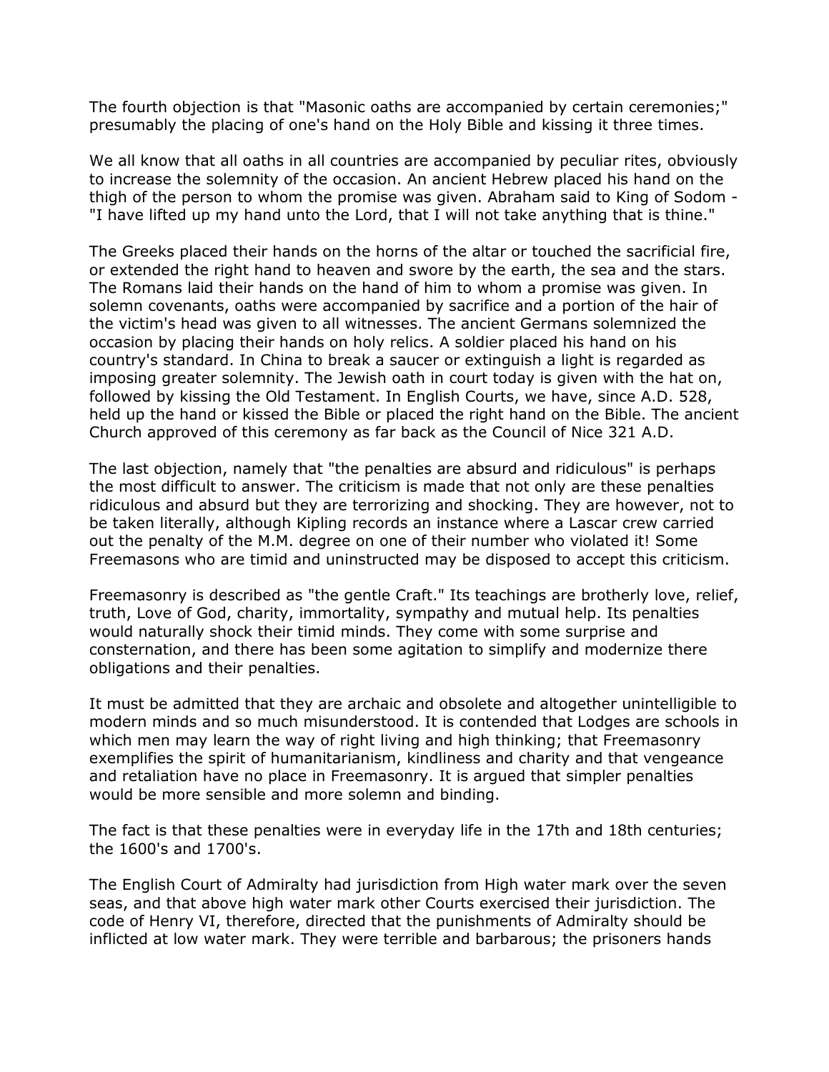The fourth objection is that "Masonic oaths are accompanied by certain ceremonies;" presumably the placing of one's hand on the Holy Bible and kissing it three times.

We all know that all oaths in all countries are accompanied by peculiar rites, obviously to increase the solemnity of the occasion. An ancient Hebrew placed his hand on the thigh of the person to whom the promise was given. Abraham said to King of Sodom - "I have lifted up my hand unto the Lord, that I will not take anything that is thine."

The Greeks placed their hands on the horns of the altar or touched the sacrificial fire, or extended the right hand to heaven and swore by the earth, the sea and the stars. The Romans laid their hands on the hand of him to whom a promise was given. In solemn covenants, oaths were accompanied by sacrifice and a portion of the hair of the victim's head was given to all witnesses. The ancient Germans solemnized the occasion by placing their hands on holy relics. A soldier placed his hand on his country's standard. In China to break a saucer or extinguish a light is regarded as imposing greater solemnity. The Jewish oath in court today is given with the hat on, followed by kissing the Old Testament. In English Courts, we have, since A.D. 528, held up the hand or kissed the Bible or placed the right hand on the Bible. The ancient Church approved of this ceremony as far back as the Council of Nice 321 A.D.

The last objection, namely that "the penalties are absurd and ridiculous" is perhaps the most difficult to answer. The criticism is made that not only are these penalties ridiculous and absurd but they are terrorizing and shocking. They are however, not to be taken literally, although Kipling records an instance where a Lascar crew carried out the penalty of the M.M. degree on one of their number who violated it! Some Freemasons who are timid and uninstructed may be disposed to accept this criticism.

Freemasonry is described as "the gentle Craft." Its teachings are brotherly love, relief, truth, Love of God, charity, immortality, sympathy and mutual help. Its penalties would naturally shock their timid minds. They come with some surprise and consternation, and there has been some agitation to simplify and modernize there obligations and their penalties.

It must be admitted that they are archaic and obsolete and altogether unintelligible to modern minds and so much misunderstood. It is contended that Lodges are schools in which men may learn the way of right living and high thinking; that Freemasonry exemplifies the spirit of humanitarianism, kindliness and charity and that vengeance and retaliation have no place in Freemasonry. It is argued that simpler penalties would be more sensible and more solemn and binding.

The fact is that these penalties were in everyday life in the 17th and 18th centuries; the 1600's and 1700's.

The English Court of Admiralty had jurisdiction from High water mark over the seven seas, and that above high water mark other Courts exercised their jurisdiction. The code of Henry VI, therefore, directed that the punishments of Admiralty should be inflicted at low water mark. They were terrible and barbarous; the prisoners hands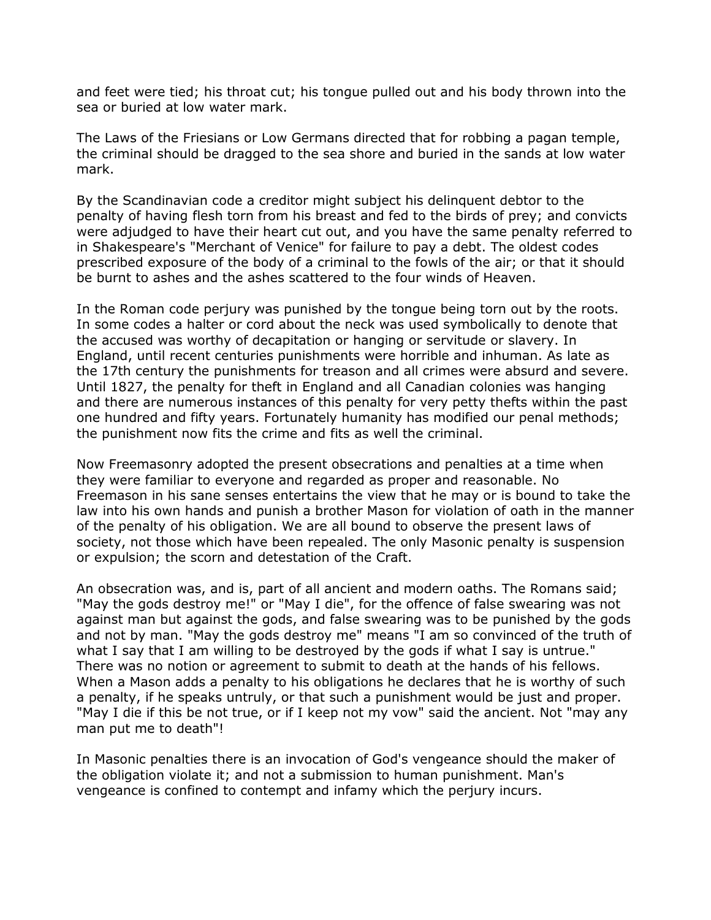and feet were tied; his throat cut; his tongue pulled out and his body thrown into the sea or buried at low water mark.

The Laws of the Friesians or Low Germans directed that for robbing a pagan temple, the criminal should be dragged to the sea shore and buried in the sands at low water mark.

By the Scandinavian code a creditor might subject his delinquent debtor to the penalty of having flesh torn from his breast and fed to the birds of prey; and convicts were adjudged to have their heart cut out, and you have the same penalty referred to in Shakespeare's "Merchant of Venice" for failure to pay a debt. The oldest codes prescribed exposure of the body of a criminal to the fowls of the air; or that it should be burnt to ashes and the ashes scattered to the four winds of Heaven.

In the Roman code perjury was punished by the tongue being torn out by the roots. In some codes a halter or cord about the neck was used symbolically to denote that the accused was worthy of decapitation or hanging or servitude or slavery. In England, until recent centuries punishments were horrible and inhuman. As late as the 17th century the punishments for treason and all crimes were absurd and severe. Until 1827, the penalty for theft in England and all Canadian colonies was hanging and there are numerous instances of this penalty for very petty thefts within the past one hundred and fifty years. Fortunately humanity has modified our penal methods; the punishment now fits the crime and fits as well the criminal.

Now Freemasonry adopted the present obsecrations and penalties at a time when they were familiar to everyone and regarded as proper and reasonable. No Freemason in his sane senses entertains the view that he may or is bound to take the law into his own hands and punish a brother Mason for violation of oath in the manner of the penalty of his obligation. We are all bound to observe the present laws of society, not those which have been repealed. The only Masonic penalty is suspension or expulsion; the scorn and detestation of the Craft.

An obsecration was, and is, part of all ancient and modern oaths. The Romans said; "May the gods destroy me!" or "May I die", for the offence of false swearing was not against man but against the gods, and false swearing was to be punished by the gods and not by man. "May the gods destroy me" means "I am so convinced of the truth of what I say that I am willing to be destroyed by the gods if what I say is untrue." There was no notion or agreement to submit to death at the hands of his fellows. When a Mason adds a penalty to his obligations he declares that he is worthy of such a penalty, if he speaks untruly, or that such a punishment would be just and proper. "May I die if this be not true, or if I keep not my vow" said the ancient. Not "may any man put me to death"!

In Masonic penalties there is an invocation of God's vengeance should the maker of the obligation violate it; and not a submission to human punishment. Man's vengeance is confined to contempt and infamy which the perjury incurs.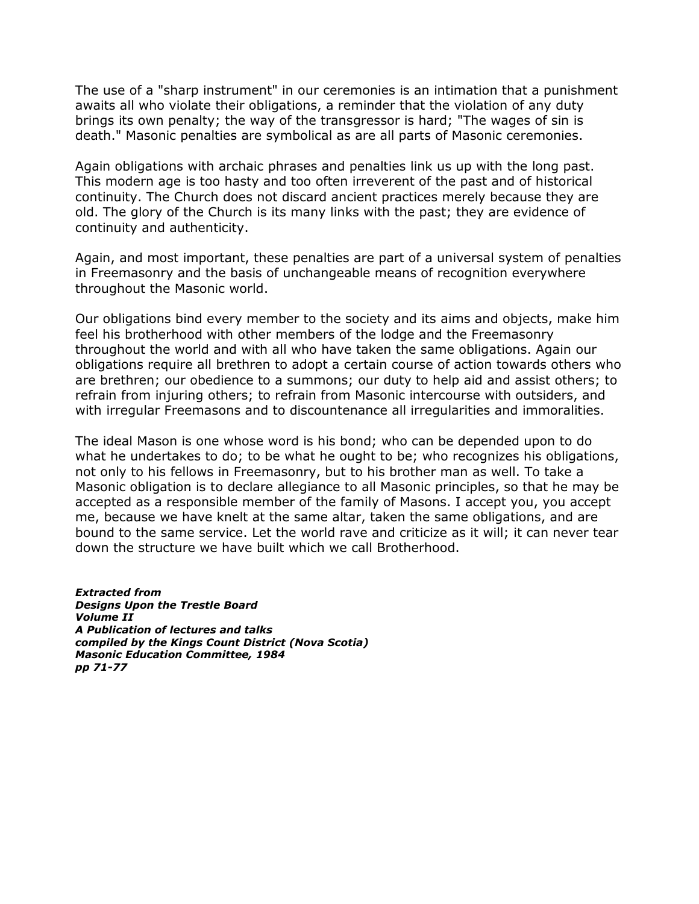The use of a "sharp instrument" in our ceremonies is an intimation that a punishment awaits all who violate their obligations, a reminder that the violation of any duty brings its own penalty; the way of the transgressor is hard; "The wages of sin is death." Masonic penalties are symbolical as are all parts of Masonic ceremonies.

Again obligations with archaic phrases and penalties link us up with the long past. This modern age is too hasty and too often irreverent of the past and of historical continuity. The Church does not discard ancient practices merely because they are old. The glory of the Church is its many links with the past; they are evidence of continuity and authenticity.

Again, and most important, these penalties are part of a universal system of penalties in Freemasonry and the basis of unchangeable means of recognition everywhere throughout the Masonic world.

Our obligations bind every member to the society and its aims and objects, make him feel his brotherhood with other members of the lodge and the Freemasonry throughout the world and with all who have taken the same obligations. Again our obligations require all brethren to adopt a certain course of action towards others who are brethren; our obedience to a summons; our duty to help aid and assist others; to refrain from injuring others; to refrain from Masonic intercourse with outsiders, and with irregular Freemasons and to discountenance all irregularities and immoralities.

The ideal Mason is one whose word is his bond; who can be depended upon to do what he undertakes to do; to be what he ought to be; who recognizes his obligations, not only to his fellows in Freemasonry, but to his brother man as well. To take a Masonic obligation is to declare allegiance to all Masonic principles, so that he may be accepted as a responsible member of the family of Masons. I accept you, you accept me, because we have knelt at the same altar, taken the same obligations, and are bound to the same service. Let the world rave and criticize as it will; it can never tear down the structure we have built which we call Brotherhood.

***Extracted from***
***Designs Upon the Trestle Board***
***Volume II***
***A Publication of lectures and talks***
***compiled by the Kings Count District (Nova Scotia)***
***Masonic Education Committee, 1984***
***pp 71-77***